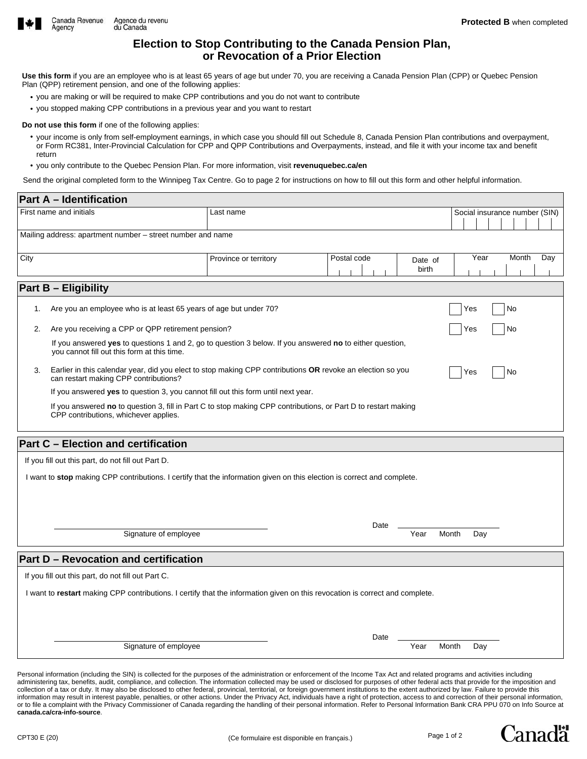Protected B when completed

# Election to Stop Contributing to the Canada Pension Plan, or Revocation of a Prior Election

**Use this form** if you are an employee who is at least 65 years of age but under 70, you are receiving a Canada Pension Plan (CPP) or Quebec Pension Plan (QPP) retirement pension, and one of the following applies:

- you are making or will be required to make CPP contributions and you do not want to contribute
- you stopped making CPP contributions in a previous year and you want to restart

**Do not use this form** if one of the following applies:

- your income is only from self-employment earnings, in which case you should fill out Schedule 8, Canada Pension Plan contributions and overpayment, or Form RC381, Inter-Provincial Calculation for CPP and QPP Contributions and Overpayments, instead, and file it with your income tax and benefit return
- you only contribute to the Quebec Pension Plan. For more information, visit **revenuquebec.ca/en**

Send the original completed form to the Winnipeg Tax Centre. Go to page 2 for instructions on how to fill out this form and other helpful information.

## Part A – Identification

| First name and initials | Last name | | | Social insurance number (SIN) |
|---|---|---|---|---|
| Mailing address: apartment number – street number and name | | | | |
| City | Province or territory | Postal code | Date of birth | Year Month Day |

## Part B – Eligibility

1. Are you an employee who is at least 65 years of age but under 70? ☐ Yes ☐ No

2. Are you receiving a CPP or QPP retirement pension? ☐ Yes ☐ No

   If you answered **yes** to questions 1 and 2, go to question 3 below. If you answered **no** to either question, you cannot fill out this form at this time.

3. Earlier in this calendar year, did you elect to stop making CPP contributions **OR** revoke an election so you can restart making CPP contributions? ☐ Yes ☐ No

   If you answered **yes** to question 3, you cannot fill out this form until next year.

   If you answered **no** to question 3, fill in Part C to stop making CPP contributions, or Part D to restart making CPP contributions, whichever applies.

## Part C – Election and certification

If you fill out this part, do not fill out Part D.

I want to **stop** making CPP contributions. I certify that the information given on this election is correct and complete.

Signature of employee ____________________ Date ____________________ (Year Month Day)

## Part D – Revocation and certification

If you fill out this part, do not fill out Part C.

I want to **restart** making CPP contributions. I certify that the information given on this revocation is correct and complete.

Signature of employee ____________________ Date ____________________ (Year Month Day)

Personal information (including the SIN) is collected for the purposes of the administration or enforcement of the Income Tax Act and related programs and activities including administering tax, benefits, audit, compliance, and collection. The information collected may be used or disclosed for purposes of other federal acts that provide for the imposition and collection of a tax or duty. It may also be disclosed to other federal, provincial, territorial, or foreign government institutions to the extent authorized by law. Failure to provide this information may result in interest payable, penalties, or other actions. Under the Privacy Act, individuals have a right of protection, access to and correction of their personal information, or to file a complaint with the Privacy Commissioner of Canada regarding the handling of their personal information. Refer to Personal Information Bank CRA PPU 070 on Info Source at **canada.ca/cra-info-source**.

CPT30 E (20)

(Ce formulaire est disponible en français.)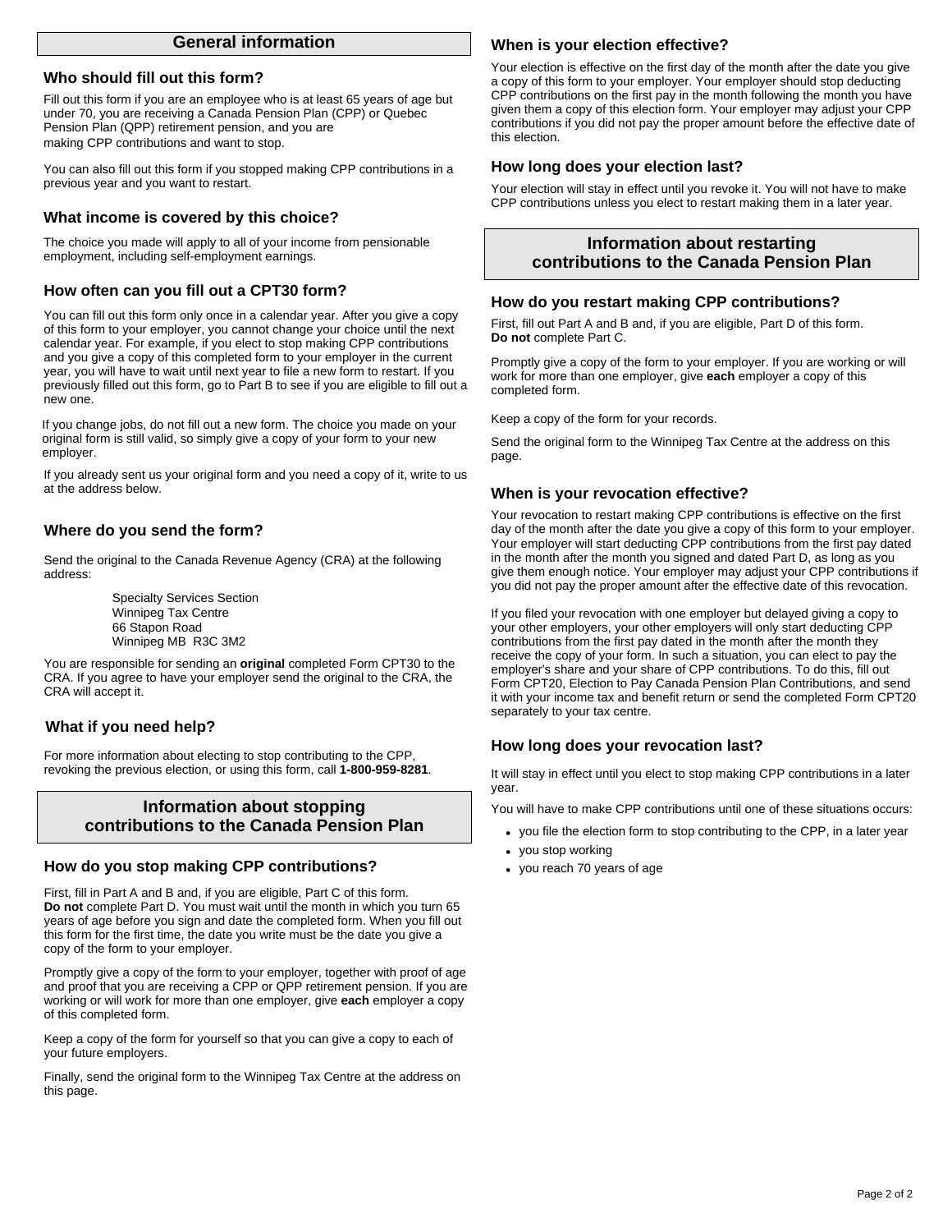## General information

### Who should fill out this form?

Fill out this form if you are an employee who is at least 65 years of age but under 70, you are receiving a Canada Pension Plan (CPP) or Quebec Pension Plan (QPP) retirement pension, and you are making CPP contributions and want to stop.

You can also fill out this form if you stopped making CPP contributions in a previous year and you want to restart.

### What income is covered by this choice?

The choice you made will apply to all of your income from pensionable employment, including self-employment earnings.

### How often can you fill out a CPT30 form?

You can fill out this form only once in a calendar year. After you give a copy of this form to your employer, you cannot change your choice until the next calendar year. For example, if you elect to stop making CPP contributions and you give a copy of this completed form to your employer in the current year, you will have to wait until next year to file a new form to restart. If you previously filled out this form, go to Part B to see if you are eligible to fill out a new one.

If you change jobs, do not fill out a new form. The choice you made on your original form is still valid, so simply give a copy of your form to your new employer.

If you already sent us your original form and you need a copy of it, write to us at the address below.

### Where do you send the form?

Send the original to the Canada Revenue Agency (CRA) at the following address:

Specialty Services Section
Winnipeg Tax Centre
66 Stapon Road
Winnipeg MB R3C 3M2

You are responsible for sending an **original** completed Form CPT30 to the CRA. If you agree to have your employer send the original to the CRA, the CRA will accept it.

### What if you need help?

For more information about electing to stop contributing to the CPP, revoking the previous election, or using this form, call **1-800-959-8281**.

## Information about stopping contributions to the Canada Pension Plan

### How do you stop making CPP contributions?

First, fill in Part A and B and, if you are eligible, Part C of this form. **Do not** complete Part D. You must wait until the month in which you turn 65 years of age before you sign and date the completed form. When you fill out this form for the first time, the date you write must be the date you give a copy of the form to your employer.

Promptly give a copy of the form to your employer, together with proof of age and proof that you are receiving a CPP or QPP retirement pension. If you are working or will work for more than one employer, give **each** employer a copy of this completed form.

Keep a copy of the form for yourself so that you can give a copy to each of your future employers.

Finally, send the original form to the Winnipeg Tax Centre at the address on this page.

### When is your election effective?

Your election is effective on the first day of the month after the date you give a copy of this form to your employer. Your employer should stop deducting CPP contributions on the first pay in the month following the month you have given them a copy of this election form. Your employer may adjust your CPP contributions if you did not pay the proper amount before the effective date of this election.

### How long does your election last?

Your election will stay in effect until you revoke it. You will not have to make CPP contributions unless you elect to restart making them in a later year.

## Information about restarting contributions to the Canada Pension Plan

### How do you restart making CPP contributions?

First, fill out Part A and B and, if you are eligible, Part D of this form. **Do not** complete Part C.

Promptly give a copy of the form to your employer. If you are working or will work for more than one employer, give **each** employer a copy of this completed form.

Keep a copy of the form for your records.

Send the original form to the Winnipeg Tax Centre at the address on this page.

### When is your revocation effective?

Your revocation to restart making CPP contributions is effective on the first day of the month after the date you give a copy of this form to your employer. Your employer will start deducting CPP contributions from the first pay dated in the month after the month you signed and dated Part D, as long as you give them enough notice. Your employer may adjust your CPP contributions if you did not pay the proper amount after the effective date of this revocation.

If you filed your revocation with one employer but delayed giving a copy to your other employers, your other employers will only start deducting CPP contributions from the first pay dated in the month after the month they receive the copy of your form. In such a situation, you can elect to pay the employer's share and your share of CPP contributions. To do this, fill out Form CPT20, Election to Pay Canada Pension Plan Contributions, and send it with your income tax and benefit return or send the completed Form CPT20 separately to your tax centre.

### How long does your revocation last?

It will stay in effect until you elect to stop making CPP contributions in a later year.

You will have to make CPP contributions until one of these situations occurs:

- you file the election form to stop contributing to the CPP, in a later year
- you stop working
- you reach 70 years of age